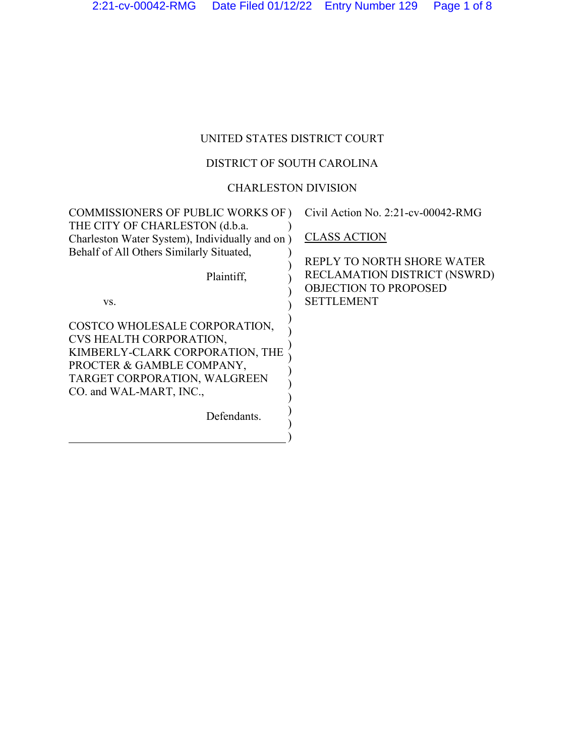UNITED STATES DISTRICT COURT

DISTRICT OF SOUTH CAROLINA

CHARLESTON DIVISION

COMMISSIONERS OF PUBLIC WORKS OF THE CITY OF CHARLESTON (d.b.a. Charleston Water System), Individually and on Behalf of All Others Similarly Situated,

Plaintiff,

vs.

COSTCO WHOLESALE CORPORATION, CVS HEALTH CORPORATION, KIMBERLY-CLARK CORPORATION, THE PROCTER & GAMBLE COMPANY, TARGET CORPORATION, WALGREEN CO. and WAL-MART, INC.,

Defendants.

Civil Action No. 2:21-cv-00042-RMG

CLASS ACTION

REPLY TO NORTH SHORE WATER RECLAMATION DISTRICT (NSWRD) OBJECTION TO PROPOSED SETTLEMENT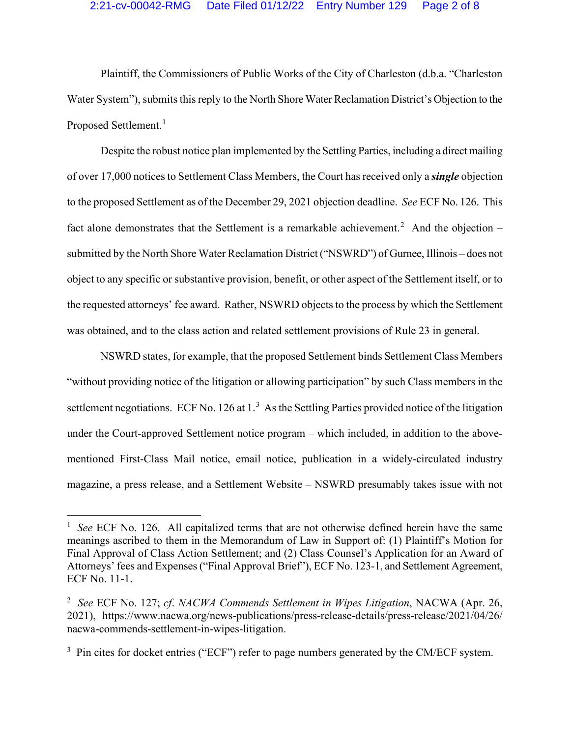Plaintiff, the Commissioners of Public Works of the City of Charleston (d.b.a. "Charleston Water System"), submits this reply to the North Shore Water Reclamation District's Objection to the Proposed Settlement.[1]

Despite the robust notice plan implemented by the Settling Parties, including a direct mailing of over 17,000 notices to Settlement Class Members, the Court has received only a ***single*** objection to the proposed Settlement as of the December 29, 2021 objection deadline. *See* ECF No. 126. This fact alone demonstrates that the Settlement is a remarkable achievement.[2] And the objection – submitted by the North Shore Water Reclamation District ("NSWRD") of Gurnee, Illinois – does not object to any specific or substantive provision, benefit, or other aspect of the Settlement itself, or to the requested attorneys' fee award. Rather, NSWRD objects to the process by which the Settlement was obtained, and to the class action and related settlement provisions of Rule 23 in general.

NSWRD states, for example, that the proposed Settlement binds Settlement Class Members "without providing notice of the litigation or allowing participation" by such Class members in the settlement negotiations. ECF No. 126 at 1.[3] As the Settling Parties provided notice of the litigation under the Court-approved Settlement notice program – which included, in addition to the above-mentioned First-Class Mail notice, email notice, publication in a widely-circulated industry magazine, a press release, and a Settlement Website – NSWRD presumably takes issue with not

---

[1] *See* ECF No. 126. All capitalized terms that are not otherwise defined herein have the same meanings ascribed to them in the Memorandum of Law in Support of: (1) Plaintiff's Motion for Final Approval of Class Action Settlement; and (2) Class Counsel's Application for an Award of Attorneys' fees and Expenses ("Final Approval Brief"), ECF No. 123-1, and Settlement Agreement, ECF No. 11-1.

[2] *See* ECF No. 127; *cf*. *NACWA Commends Settlement in Wipes Litigation*, NACWA (Apr. 26, 2021), https://www.nacwa.org/news-publications/press-release-details/press-release/2021/04/26/nacwa-commends-settlement-in-wipes-litigation.

[3] Pin cites for docket entries ("ECF") refer to page numbers generated by the CM/ECF system.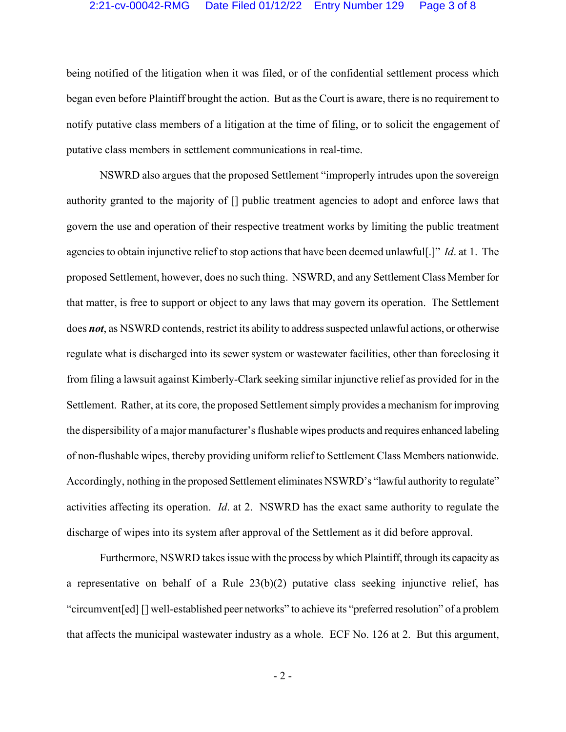being notified of the litigation when it was filed, or of the confidential settlement process which began even before Plaintiff brought the action. But as the Court is aware, there is no requirement to notify putative class members of a litigation at the time of filing, or to solicit the engagement of putative class members in settlement communications in real-time.

NSWRD also argues that the proposed Settlement "improperly intrudes upon the sovereign authority granted to the majority of [] public treatment agencies to adopt and enforce laws that govern the use and operation of their respective treatment works by limiting the public treatment agencies to obtain injunctive relief to stop actions that have been deemed unlawful[.]" *Id*. at 1. The proposed Settlement, however, does no such thing. NSWRD, and any Settlement Class Member for that matter, is free to support or object to any laws that may govern its operation. The Settlement does ***not***, as NSWRD contends, restrict its ability to address suspected unlawful actions, or otherwise regulate what is discharged into its sewer system or wastewater facilities, other than foreclosing it from filing a lawsuit against Kimberly-Clark seeking similar injunctive relief as provided for in the Settlement. Rather, at its core, the proposed Settlement simply provides a mechanism for improving the dispersibility of a major manufacturer's flushable wipes products and requires enhanced labeling of non-flushable wipes, thereby providing uniform relief to Settlement Class Members nationwide. Accordingly, nothing in the proposed Settlement eliminates NSWRD's "lawful authority to regulate" activities affecting its operation. *Id*. at 2. NSWRD has the exact same authority to regulate the discharge of wipes into its system after approval of the Settlement as it did before approval.

Furthermore, NSWRD takes issue with the process by which Plaintiff, through its capacity as a representative on behalf of a Rule 23(b)(2) putative class seeking injunctive relief, has "circumvent[ed] [] well-established peer networks" to achieve its "preferred resolution" of a problem that affects the municipal wastewater industry as a whole. ECF No. 126 at 2. But this argument,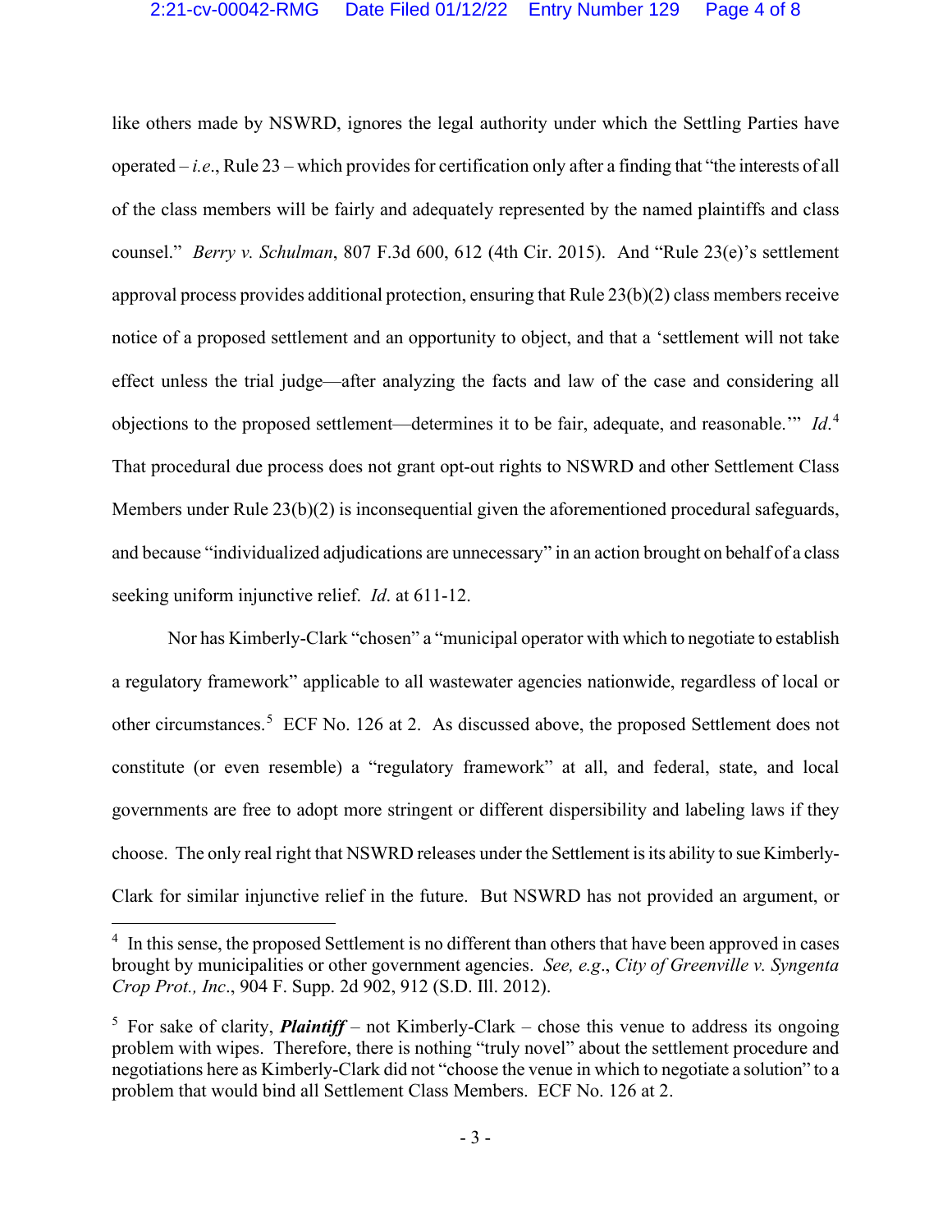like others made by NSWRD, ignores the legal authority under which the Settling Parties have operated – *i.e*., Rule 23 – which provides for certification only after a finding that "the interests of all of the class members will be fairly and adequately represented by the named plaintiffs and class counsel." *Berry v. Schulman*, 807 F.3d 600, 612 (4th Cir. 2015). And "Rule 23(e)'s settlement approval process provides additional protection, ensuring that Rule 23(b)(2) class members receive notice of a proposed settlement and an opportunity to object, and that a 'settlement will not take effect unless the trial judge—after analyzing the facts and law of the case and considering all objections to the proposed settlement—determines it to be fair, adequate, and reasonable.'" *Id*.[4] That procedural due process does not grant opt-out rights to NSWRD and other Settlement Class Members under Rule 23(b)(2) is inconsequential given the aforementioned procedural safeguards, and because "individualized adjudications are unnecessary" in an action brought on behalf of a class seeking uniform injunctive relief. *Id*. at 611-12.

Nor has Kimberly-Clark "chosen" a "municipal operator with which to negotiate to establish a regulatory framework" applicable to all wastewater agencies nationwide, regardless of local or other circumstances.[5] ECF No. 126 at 2. As discussed above, the proposed Settlement does not constitute (or even resemble) a "regulatory framework" at all, and federal, state, and local governments are free to adopt more stringent or different dispersibility and labeling laws if they choose. The only real right that NSWRD releases under the Settlement is its ability to sue Kimberly-Clark for similar injunctive relief in the future. But NSWRD has not provided an argument, or

[4] In this sense, the proposed Settlement is no different than others that have been approved in cases brought by municipalities or other government agencies. *See, e.g*., *City of Greenville v. Syngenta Crop Prot., Inc*., 904 F. Supp. 2d 902, 912 (S.D. Ill. 2012).

[5] For sake of clarity, ***Plaintiff*** – not Kimberly-Clark – chose this venue to address its ongoing problem with wipes. Therefore, there is nothing "truly novel" about the settlement procedure and negotiations here as Kimberly-Clark did not "choose the venue in which to negotiate a solution" to a problem that would bind all Settlement Class Members. ECF No. 126 at 2.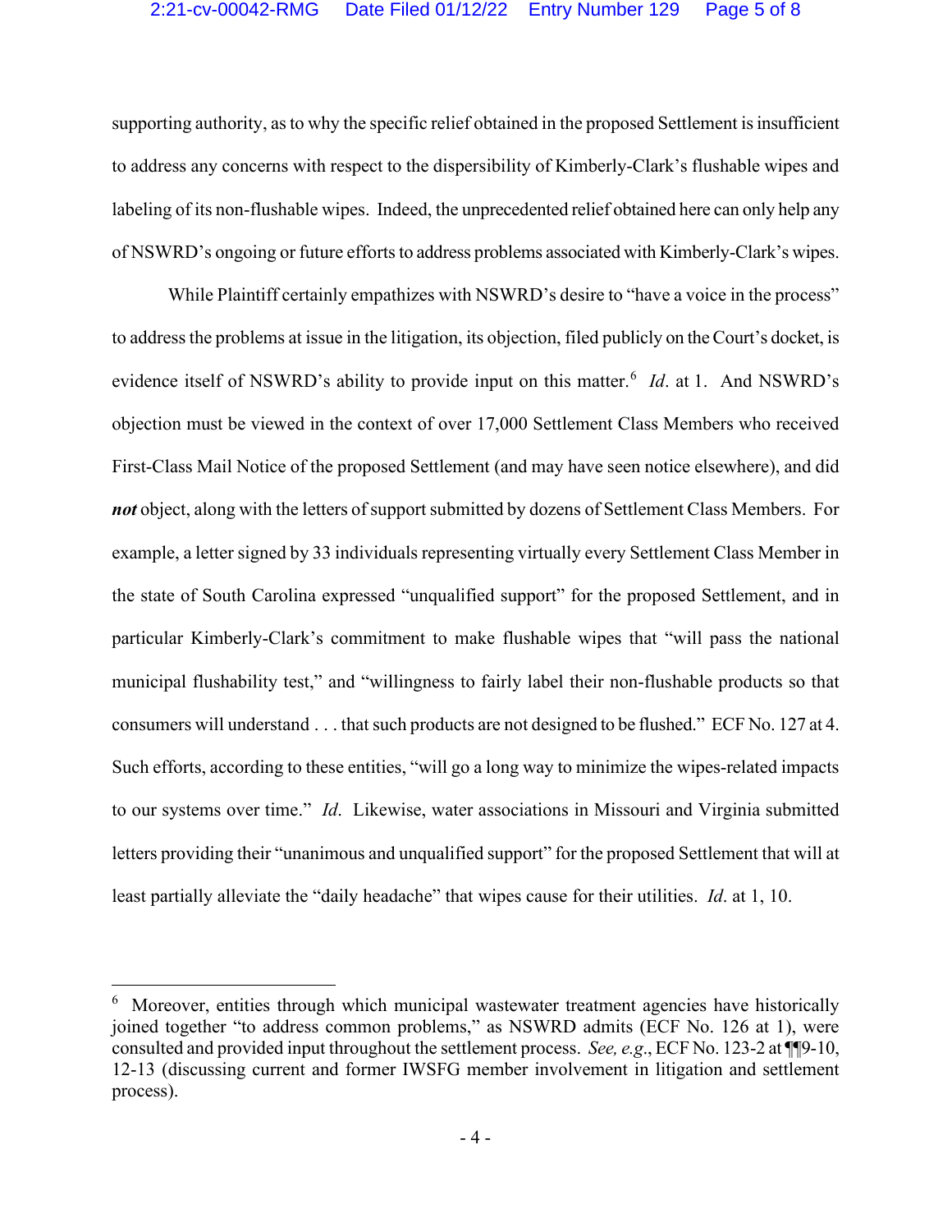supporting authority, as to why the specific relief obtained in the proposed Settlement is insufficient to address any concerns with respect to the dispersibility of Kimberly-Clark's flushable wipes and labeling of its non-flushable wipes. Indeed, the unprecedented relief obtained here can only help any of NSWRD's ongoing or future efforts to address problems associated with Kimberly-Clark's wipes.

While Plaintiff certainly empathizes with NSWRD's desire to "have a voice in the process" to address the problems at issue in the litigation, its objection, filed publicly on the Court's docket, is evidence itself of NSWRD's ability to provide input on this matter.[6] *Id*. at 1. And NSWRD's objection must be viewed in the context of over 17,000 Settlement Class Members who received First-Class Mail Notice of the proposed Settlement (and may have seen notice elsewhere), and did ***not*** object, along with the letters of support submitted by dozens of Settlement Class Members. For example, a letter signed by 33 individuals representing virtually every Settlement Class Member in the state of South Carolina expressed "unqualified support" for the proposed Settlement, and in particular Kimberly-Clark's commitment to make flushable wipes that "will pass the national municipal flushability test," and "willingness to fairly label their non-flushable products so that consumers will understand . . . that such products are not designed to be flushed." ECF No. 127 at 4. Such efforts, according to these entities, "will go a long way to minimize the wipes-related impacts to our systems over time." *Id*. Likewise, water associations in Missouri and Virginia submitted letters providing their "unanimous and unqualified support" for the proposed Settlement that will at least partially alleviate the "daily headache" that wipes cause for their utilities. *Id*. at 1, 10.

---

[6] Moreover, entities through which municipal wastewater treatment agencies have historically joined together "to address common problems," as NSWRD admits (ECF No. 126 at 1), were consulted and provided input throughout the settlement process. *See, e.g.*, ECF No. 123-2 at ¶¶9-10, 12-13 (discussing current and former IWSFG member involvement in litigation and settlement process).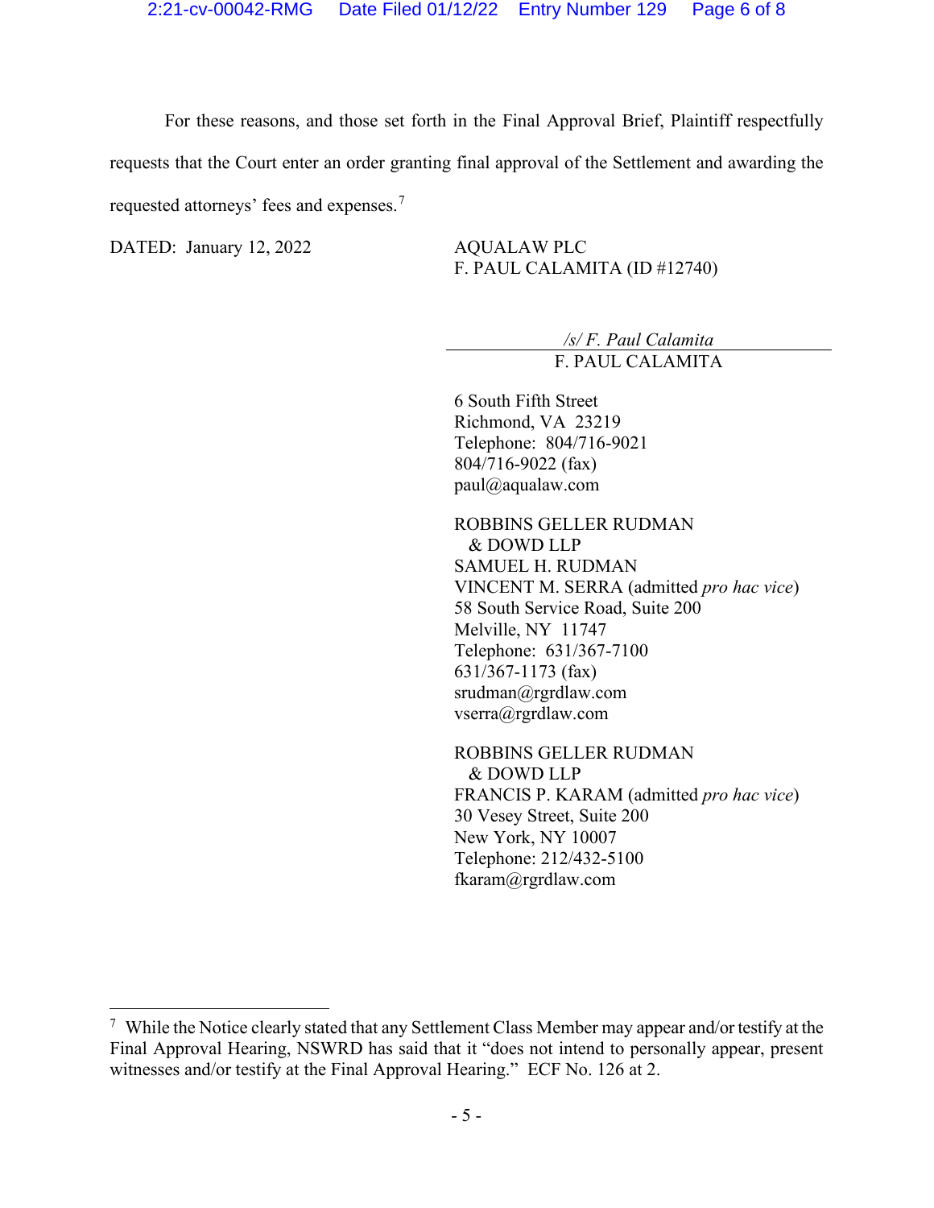For these reasons, and those set forth in the Final Approval Brief, Plaintiff respectfully requests that the Court enter an order granting final approval of the Settlement and awarding the requested attorneys' fees and expenses.[7]

DATED: January 12, 2022

AQUALAW PLC
F. PAUL CALAMITA (ID #12740)

*/s/ F. Paul Calamita*
F. PAUL CALAMITA

6 South Fifth Street
Richmond, VA 23219
Telephone: 804/716-9021
804/716-9022 (fax)
paul@aqualaw.com

ROBBINS GELLER RUDMAN
& DOWD LLP
SAMUEL H. RUDMAN
VINCENT M. SERRA (admitted *pro hac vice*)
58 South Service Road, Suite 200
Melville, NY 11747
Telephone: 631/367-7100
631/367-1173 (fax)
srudman@rgrdlaw.com
vserra@rgrdlaw.com

ROBBINS GELLER RUDMAN
& DOWD LLP
FRANCIS P. KARAM (admitted *pro hac vice*)
30 Vesey Street, Suite 200
New York, NY 10007
Telephone: 212/432-5100
fkaram@rgrdlaw.com

---

[7] While the Notice clearly stated that any Settlement Class Member may appear and/or testify at the Final Approval Hearing, NSWRD has said that it "does not intend to personally appear, present witnesses and/or testify at the Final Approval Hearing." ECF No. 126 at 2.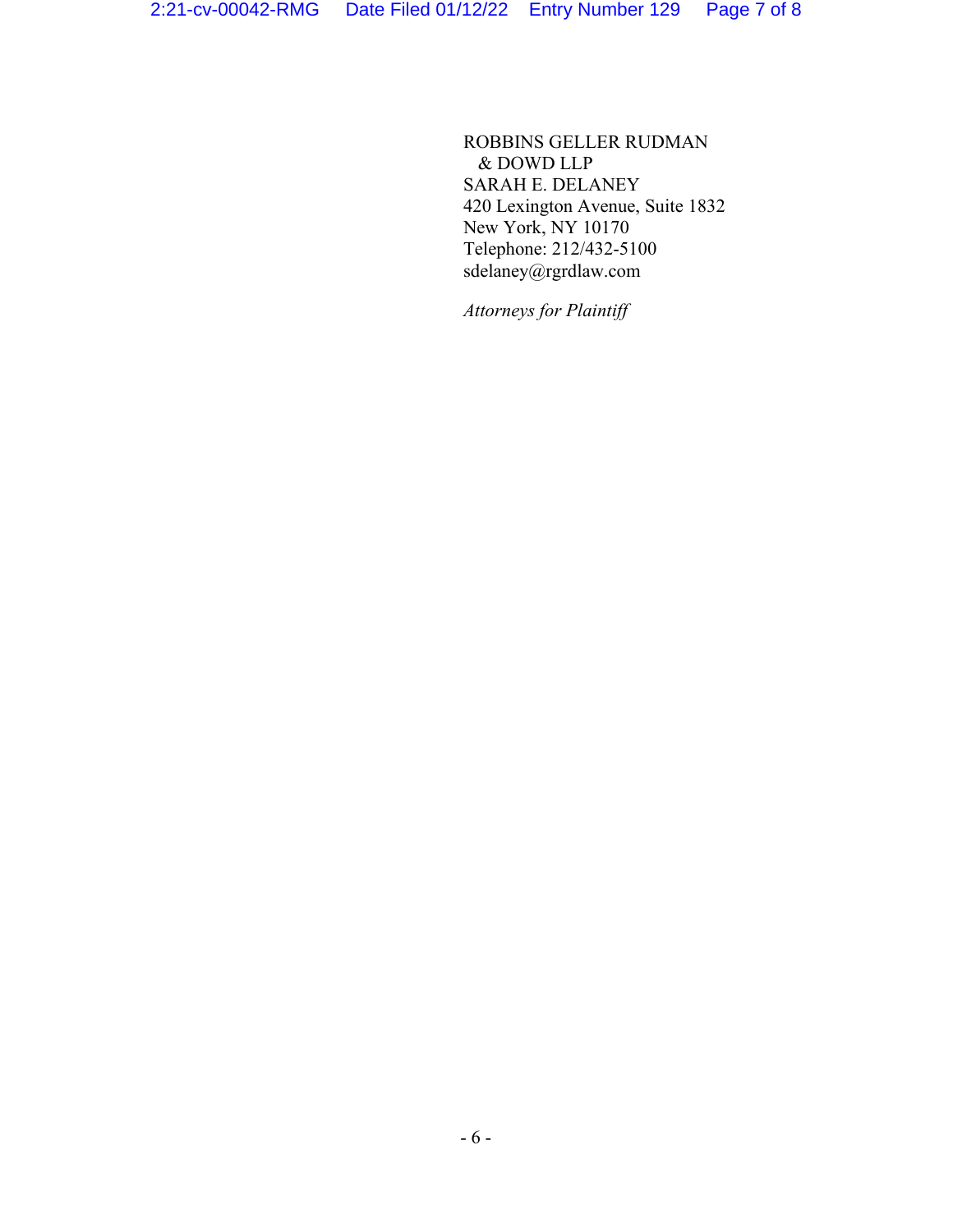ROBBINS GELLER RUDMAN
& DOWD LLP
SARAH E. DELANEY
420 Lexington Avenue, Suite 1832
New York, NY 10170
Telephone: 212/432-5100
sdelaney@rgrdlaw.com

*Attorneys for Plaintiff*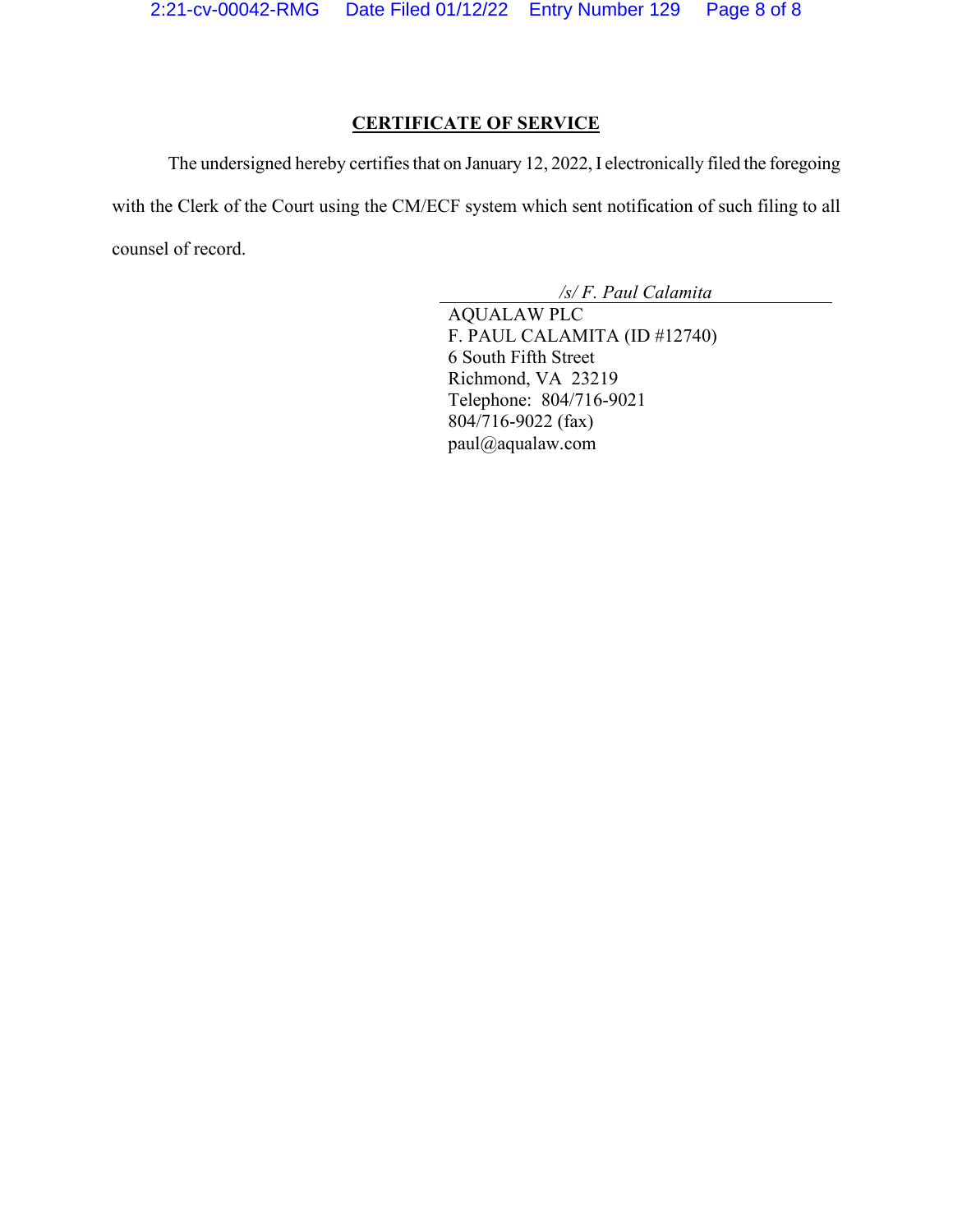**CERTIFICATE OF SERVICE**

The undersigned hereby certifies that on January 12, 2022, I electronically filed the foregoing with the Clerk of the Court using the CM/ECF system which sent notification of such filing to all counsel of record.

*/s/ F. Paul Calamita*

AQUALAW PLC
F. PAUL CALAMITA (ID #12740)
6 South Fifth Street
Richmond, VA 23219
Telephone: 804/716-9021
804/716-9022 (fax)
paul@aqualaw.com